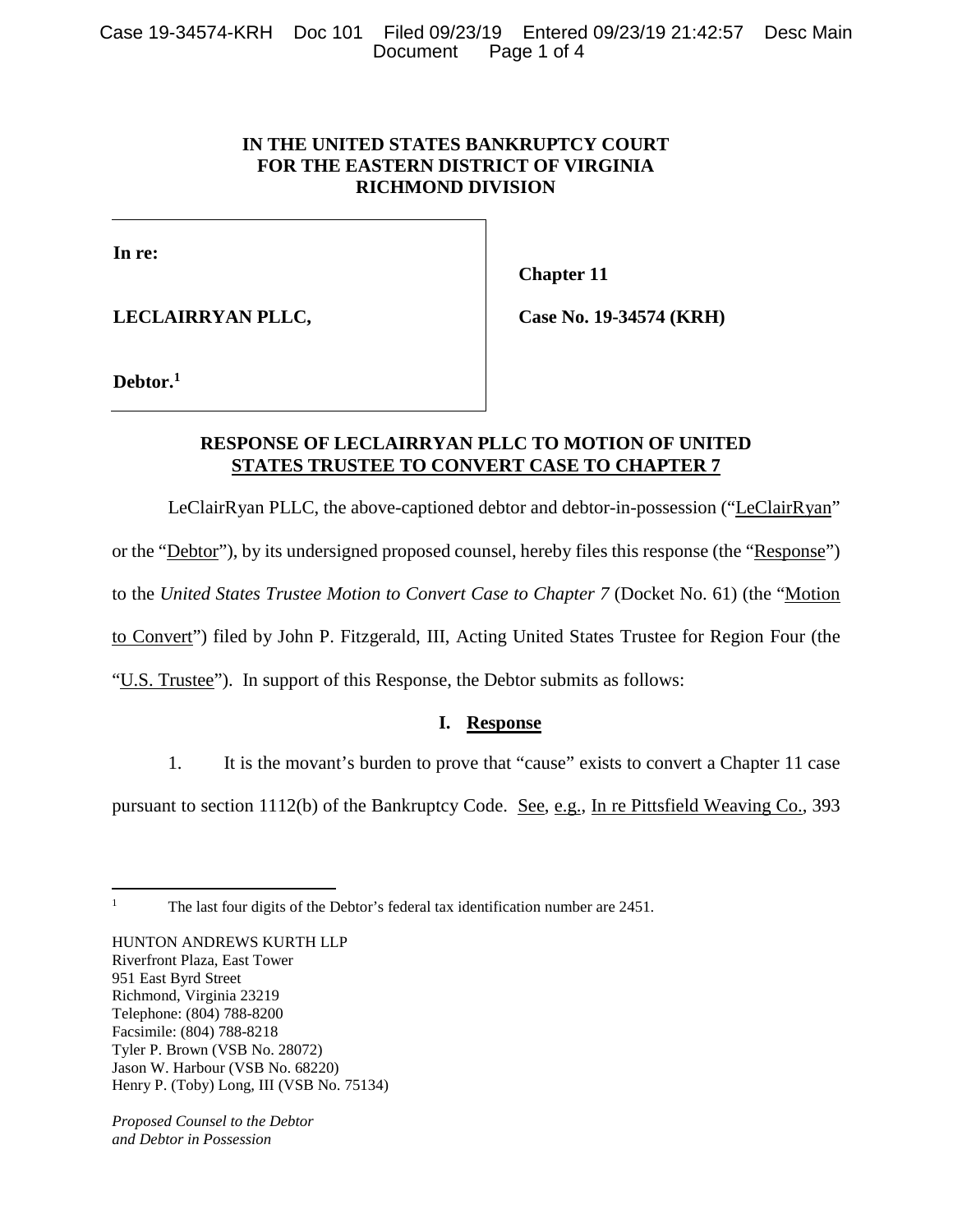# IN THE UNITED STATES BANKRUPTCY COURT FOR THE EASTERN DISTRICT OF VIRGINIA RICHMOND DIVISION

| | |
|---|---|
| **In re:** | **Chapter 11** |
| **LECLAIRRYAN PLLC,** | **Case No. 19-34574 (KRH)** |
| **Debtor.**[1] | |

## RESPONSE OF LECLAIRRYAN PLLC TO MOTION OF UNITED STATES TRUSTEE TO CONVERT CASE TO CHAPTER 7

LeClairRyan PLLC, the above-captioned debtor and debtor-in-possession ("LeClairRyan" or the "Debtor"), by its undersigned proposed counsel, hereby files this response (the "Response") to the *United States Trustee Motion to Convert Case to Chapter 7* (Docket No. 61) (the "Motion to Convert") filed by John P. Fitzgerald, III, Acting United States Trustee for Region Four (the "U.S. Trustee"). In support of this Response, the Debtor submits as follows:

### I. Response

1. It is the movant's burden to prove that "cause" exists to convert a Chapter 11 case pursuant to section 1112(b) of the Bankruptcy Code. See, e.g., In re Pittsfield Weaving Co., 393

---

[1] The last four digits of the Debtor's federal tax identification number are 2451.

HUNTON ANDREWS KURTH LLP
Riverfront Plaza, East Tower
951 East Byrd Street
Richmond, Virginia 23219
Telephone: (804) 788-8200
Facsimile: (804) 788-8218
Tyler P. Brown (VSB No. 28072)
Jason W. Harbour (VSB No. 68220)
Henry P. (Toby) Long, III (VSB No. 75134)

*Proposed Counsel to the Debtor and Debtor in Possession*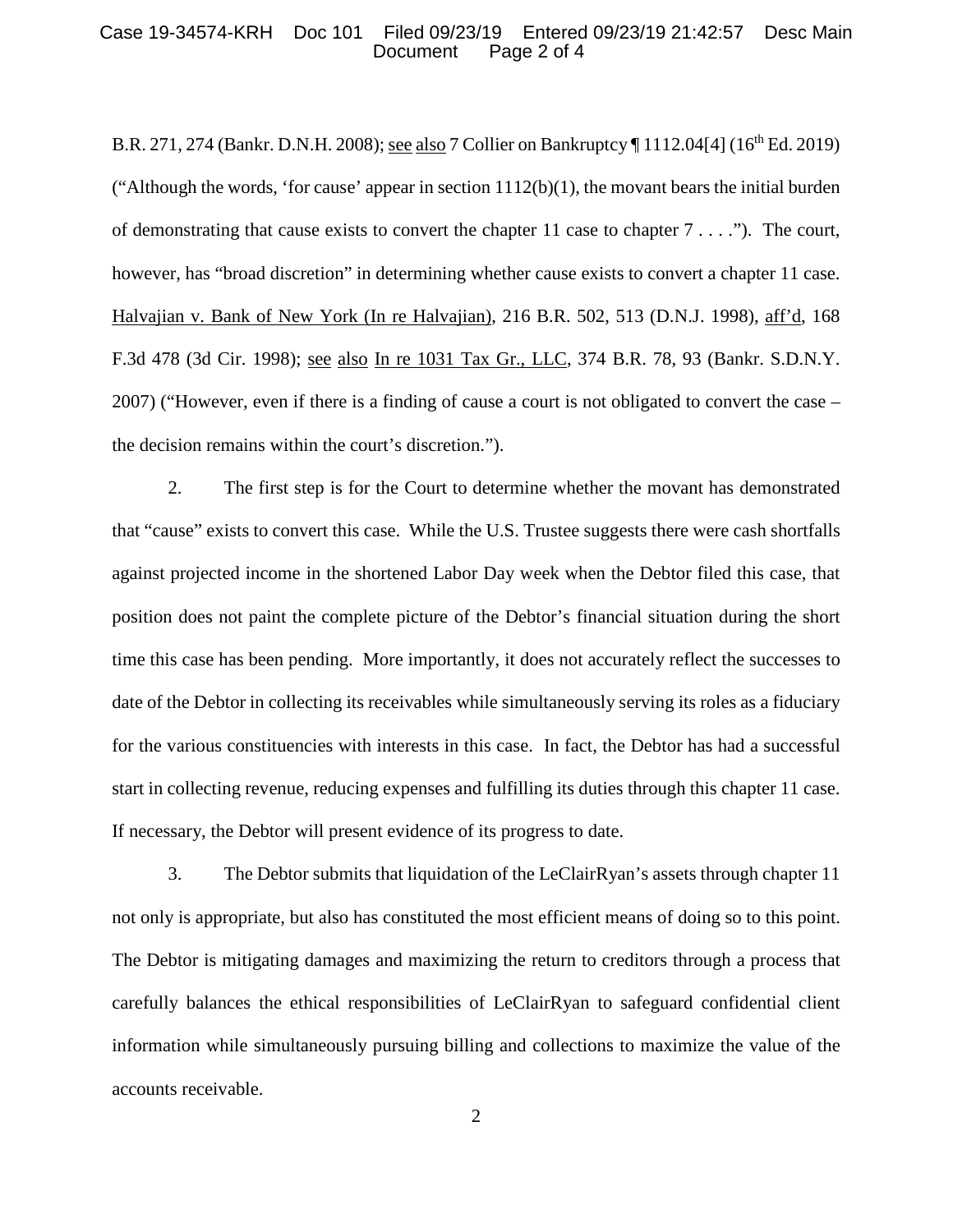B.R. 271, 274 (Bankr. D.N.H. 2008); see also 7 Collier on Bankruptcy ¶ 1112.04[4] (16th Ed. 2019) ("Although the words, 'for cause' appear in section 1112(b)(1), the movant bears the initial burden of demonstrating that cause exists to convert the chapter 11 case to chapter 7 . . . ."). The court, however, has "broad discretion" in determining whether cause exists to convert a chapter 11 case. Halvajian v. Bank of New York (In re Halvajian), 216 B.R. 502, 513 (D.N.J. 1998), aff'd, 168 F.3d 478 (3d Cir. 1998); see also In re 1031 Tax Gr., LLC, 374 B.R. 78, 93 (Bankr. S.D.N.Y. 2007) ("However, even if there is a finding of cause a court is not obligated to convert the case – the decision remains within the court's discretion.").

2. The first step is for the Court to determine whether the movant has demonstrated that "cause" exists to convert this case. While the U.S. Trustee suggests there were cash shortfalls against projected income in the shortened Labor Day week when the Debtor filed this case, that position does not paint the complete picture of the Debtor's financial situation during the short time this case has been pending. More importantly, it does not accurately reflect the successes to date of the Debtor in collecting its receivables while simultaneously serving its roles as a fiduciary for the various constituencies with interests in this case. In fact, the Debtor has had a successful start in collecting revenue, reducing expenses and fulfilling its duties through this chapter 11 case. If necessary, the Debtor will present evidence of its progress to date.

3. The Debtor submits that liquidation of the LeClairRyan's assets through chapter 11 not only is appropriate, but also has constituted the most efficient means of doing so to this point. The Debtor is mitigating damages and maximizing the return to creditors through a process that carefully balances the ethical responsibilities of LeClairRyan to safeguard confidential client information while simultaneously pursuing billing and collections to maximize the value of the accounts receivable.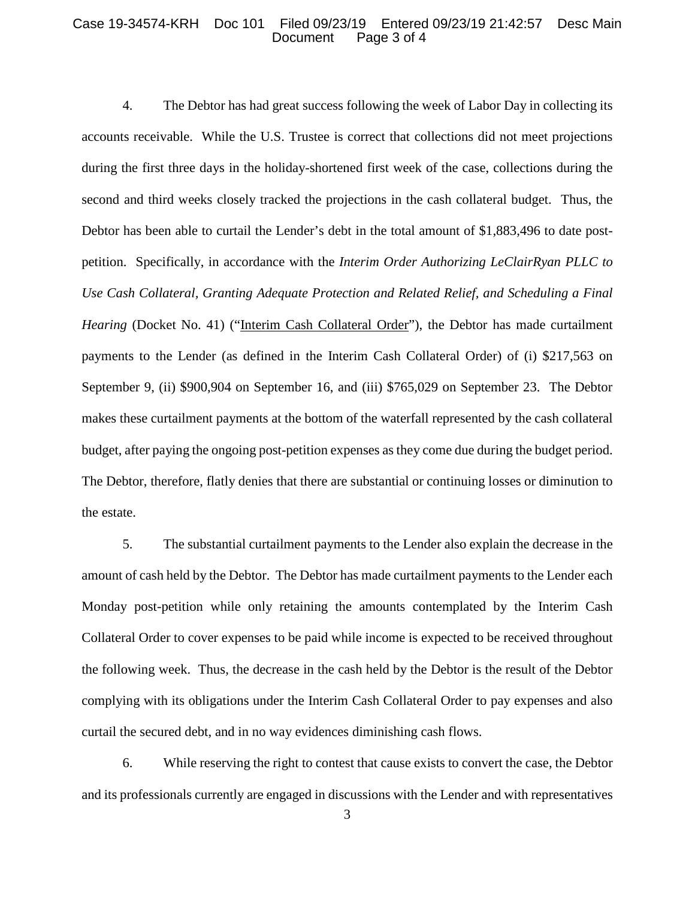4. The Debtor has had great success following the week of Labor Day in collecting its accounts receivable. While the U.S. Trustee is correct that collections did not meet projections during the first three days in the holiday-shortened first week of the case, collections during the second and third weeks closely tracked the projections in the cash collateral budget. Thus, the Debtor has been able to curtail the Lender's debt in the total amount of $1,883,496 to date post-petition. Specifically, in accordance with the *Interim Order Authorizing LeClairRyan PLLC to Use Cash Collateral, Granting Adequate Protection and Related Relief, and Scheduling a Final Hearing* (Docket No. 41) ("Interim Cash Collateral Order"), the Debtor has made curtailment payments to the Lender (as defined in the Interim Cash Collateral Order) of (i) $217,563 on September 9, (ii) $900,904 on September 16, and (iii) $765,029 on September 23. The Debtor makes these curtailment payments at the bottom of the waterfall represented by the cash collateral budget, after paying the ongoing post-petition expenses as they come due during the budget period. The Debtor, therefore, flatly denies that there are substantial or continuing losses or diminution to the estate.

5. The substantial curtailment payments to the Lender also explain the decrease in the amount of cash held by the Debtor. The Debtor has made curtailment payments to the Lender each Monday post-petition while only retaining the amounts contemplated by the Interim Cash Collateral Order to cover expenses to be paid while income is expected to be received throughout the following week. Thus, the decrease in the cash held by the Debtor is the result of the Debtor complying with its obligations under the Interim Cash Collateral Order to pay expenses and also curtail the secured debt, and in no way evidences diminishing cash flows.

6. While reserving the right to contest that cause exists to convert the case, the Debtor and its professionals currently are engaged in discussions with the Lender and with representatives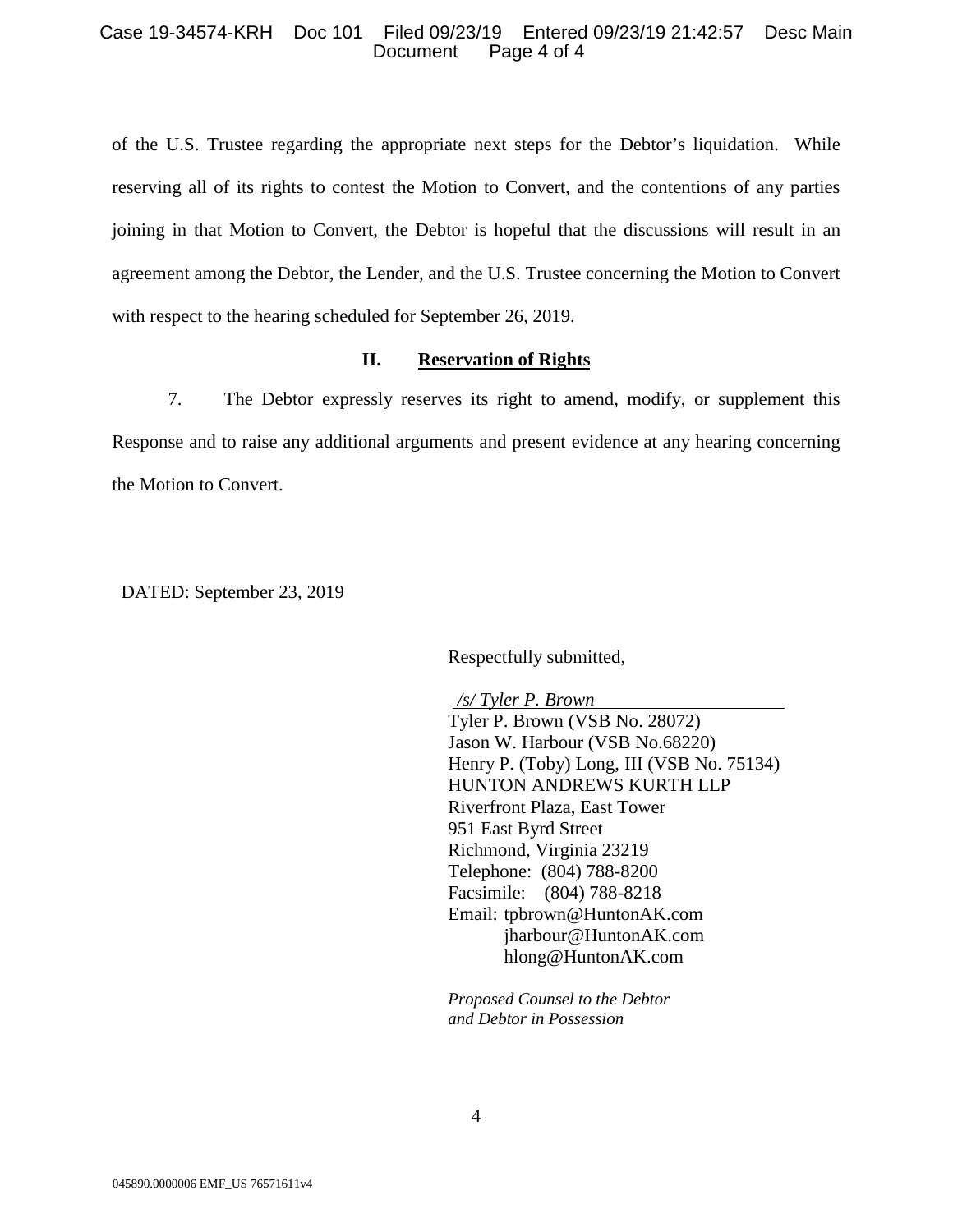of the U.S. Trustee regarding the appropriate next steps for the Debtor's liquidation. While reserving all of its rights to contest the Motion to Convert, and the contentions of any parties joining in that Motion to Convert, the Debtor is hopeful that the discussions will result in an agreement among the Debtor, the Lender, and the U.S. Trustee concerning the Motion to Convert with respect to the hearing scheduled for September 26, 2019.

## II. Reservation of Rights

7. The Debtor expressly reserves its right to amend, modify, or supplement this Response and to raise any additional arguments and present evidence at any hearing concerning the Motion to Convert.

DATED: September 23, 2019

Respectfully submitted,

*/s/ Tyler P. Brown*
Tyler P. Brown (VSB No. 28072)
Jason W. Harbour (VSB No.68220)
Henry P. (Toby) Long, III (VSB No. 75134)
HUNTON ANDREWS KURTH LLP
Riverfront Plaza, East Tower
951 East Byrd Street
Richmond, Virginia 23219
Telephone: (804) 788-8200
Facsimile: (804) 788-8218
Email: tpbrown@HuntonAK.com
jharbour@HuntonAK.com
hlong@HuntonAK.com

*Proposed Counsel to the Debtor and Debtor in Possession*

045890.0000006 EMF_US 76571611v4